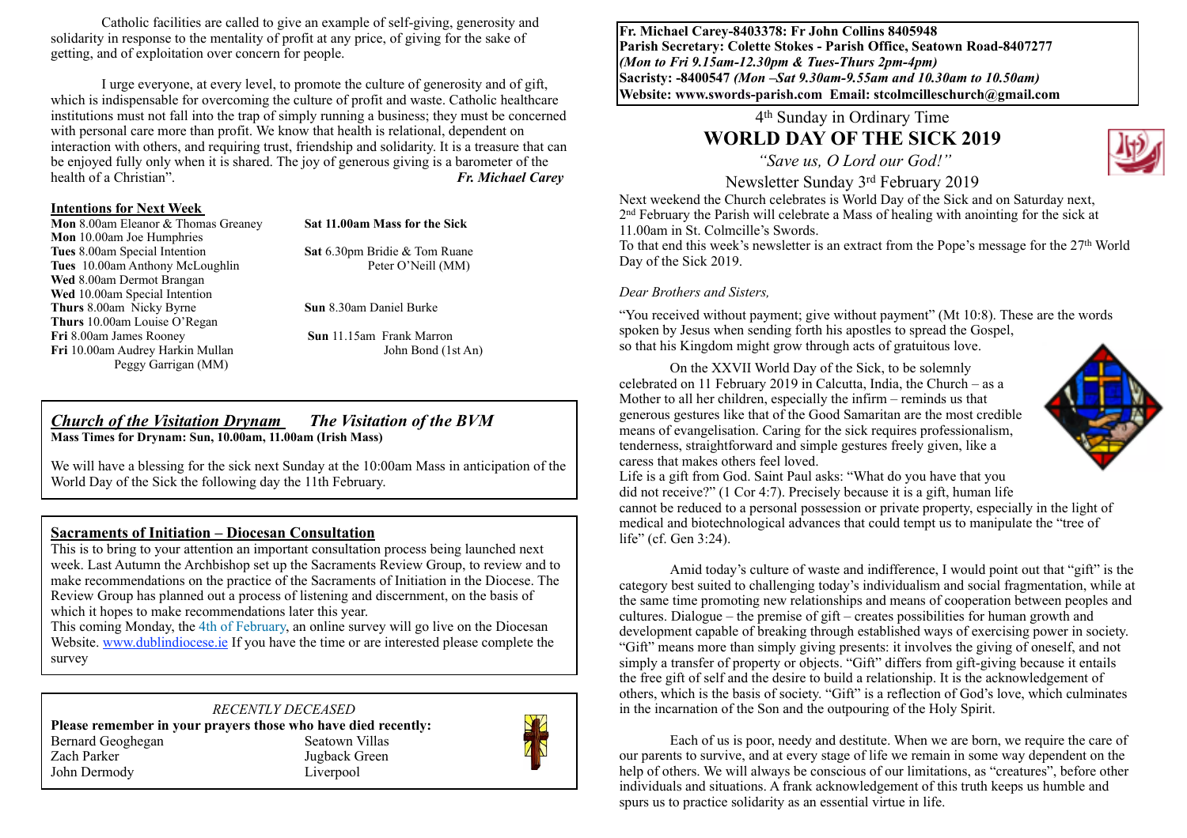Catholic facilities are called to give an example of self-giving, generosity and solidarity in response to the mentality of profit at any price, of giving for the sake of getting, and of exploitation over concern for people.

I urge everyone, at every level, to promote the culture of generosity and of gift, which is indispensable for overcoming the culture of profit and waste. Catholic healthcare institutions must not fall into the trap of simply running a business; they must be concerned with personal care more than profit. We know that health is relational, dependent on interaction with others, and requiring trust, friendship and solidarity. It is a treasure that can be enjoyed fully only when it is shared. The joy of generous giving is a barometer of the health of a Christian". ***Fr. Michael Carey***

**Intentions for Next Week**

**Mon** 8.00am Eleanor & Thomas Greaney
**Mon** 10.00am Joe Humphries
**Tues** 8.00am Special Intention
**Tues** 10.00am Anthony McLoughlin
**Wed** 8.00am Dermot Brangan
**Wed** 10.00am Special Intention
**Thurs** 8.00am Nicky Byrne
**Thurs** 10.00am Louise O'Regan
**Fri** 8.00am James Rooney
**Fri** 10.00am Audrey Harkin Mullan
Peggy Garrigan (MM)

**Sat 11.00am Mass for the Sick**
**Sat** 6.30pm Bridie & Tom Ruane
Peter O'Neill (MM)
**Sun** 8.30am Daniel Burke
**Sun** 11.15am Frank Marron
John Bond (1st An)

## *Church of the Visitation Drynam* *The Visitation of the BVM*

**Mass Times for Drynam: Sun, 10.00am, 11.00am (Irish Mass)**

We will have a blessing for the sick next Sunday at the 10:00am Mass in anticipation of the World Day of the Sick the following day the 11th February.

## Sacraments of Initiation – Diocesan Consultation

This is to bring to your attention an important consultation process being launched next week. Last Autumn the Archbishop set up the Sacraments Review Group, to review and to make recommendations on the practice of the Sacraments of Initiation in the Diocese. The Review Group has planned out a process of listening and discernment, on the basis of which it hopes to make recommendations later this year.

This coming Monday, the 4th of February, an online survey will go live on the Diocesan Website. www.dublindiocese.ie If you have the time or are interested please complete the survey

*RECENTLY DECEASED*

**Please remember in your prayers those who have died recently:**

| | |
|---|---|
| Bernard Geoghegan | Seatown Villas |
| Zach Parker | Jugback Green |
| John Dermody | Liverpool |

**Fr. Michael Carey-8403378: Fr John Collins 8405948**
**Parish Secretary: Colette Stokes - Parish Office, Seatown Road-8407277**
***(Mon to Fri 9.15am-12.30pm & Tues-Thurs 2pm-4pm)***
**Sacristy: -8400547** ***(Mon –Sat 9.30am-9.55am and 10.30am to 10.50am)***
**Website: www.swords-parish.com Email: stcolmcilleschurch@gmail.com**

# 4th Sunday in Ordinary Time
# WORLD DAY OF THE SICK 2019

*"Save us, O Lord our God!"*

Newsletter Sunday 3rd February 2019

Next weekend the Church celebrates is World Day of the Sick and on Saturday next, 2nd February the Parish will celebrate a Mass of healing with anointing for the sick at 11.00am in St. Colmcille's Swords.

To that end this week's newsletter is an extract from the Pope's message for the 27th World Day of the Sick 2019.

*Dear Brothers and Sisters,*

"You received without payment; give without payment" (Mt 10:8). These are the words spoken by Jesus when sending forth his apostles to spread the Gospel, so that his Kingdom might grow through acts of gratuitous love.

On the XXVII World Day of the Sick, to be solemnly celebrated on 11 February 2019 in Calcutta, India, the Church – as a Mother to all her children, especially the infirm – reminds us that generous gestures like that of the Good Samaritan are the most credible means of evangelisation. Caring for the sick requires professionalism, tenderness, straightforward and simple gestures freely given, like a caress that makes others feel loved.

Life is a gift from God. Saint Paul asks: "What do you have that you did not receive?" (1 Cor 4:7). Precisely because it is a gift, human life cannot be reduced to a personal possession or private property, especially in the light of medical and biotechnological advances that could tempt us to manipulate the "tree of life" (cf. Gen 3:24).

Amid today's culture of waste and indifference, I would point out that "gift" is the category best suited to challenging today's individualism and social fragmentation, while at the same time promoting new relationships and means of cooperation between peoples and cultures. Dialogue – the premise of gift – creates possibilities for human growth and development capable of breaking through established ways of exercising power in society. "Gift" means more than simply giving presents: it involves the giving of oneself, and not simply a transfer of property or objects. "Gift" differs from gift-giving because it entails the free gift of self and the desire to build a relationship. It is the acknowledgement of others, which is the basis of society. "Gift" is a reflection of God's love, which culminates in the incarnation of the Son and the outpouring of the Holy Spirit.

Each of us is poor, needy and destitute. When we are born, we require the care of our parents to survive, and at every stage of life we remain in some way dependent on the help of others. We will always be conscious of our limitations, as "creatures", before other individuals and situations. A frank acknowledgement of this truth keeps us humble and spurs us to practice solidarity as an essential virtue in life.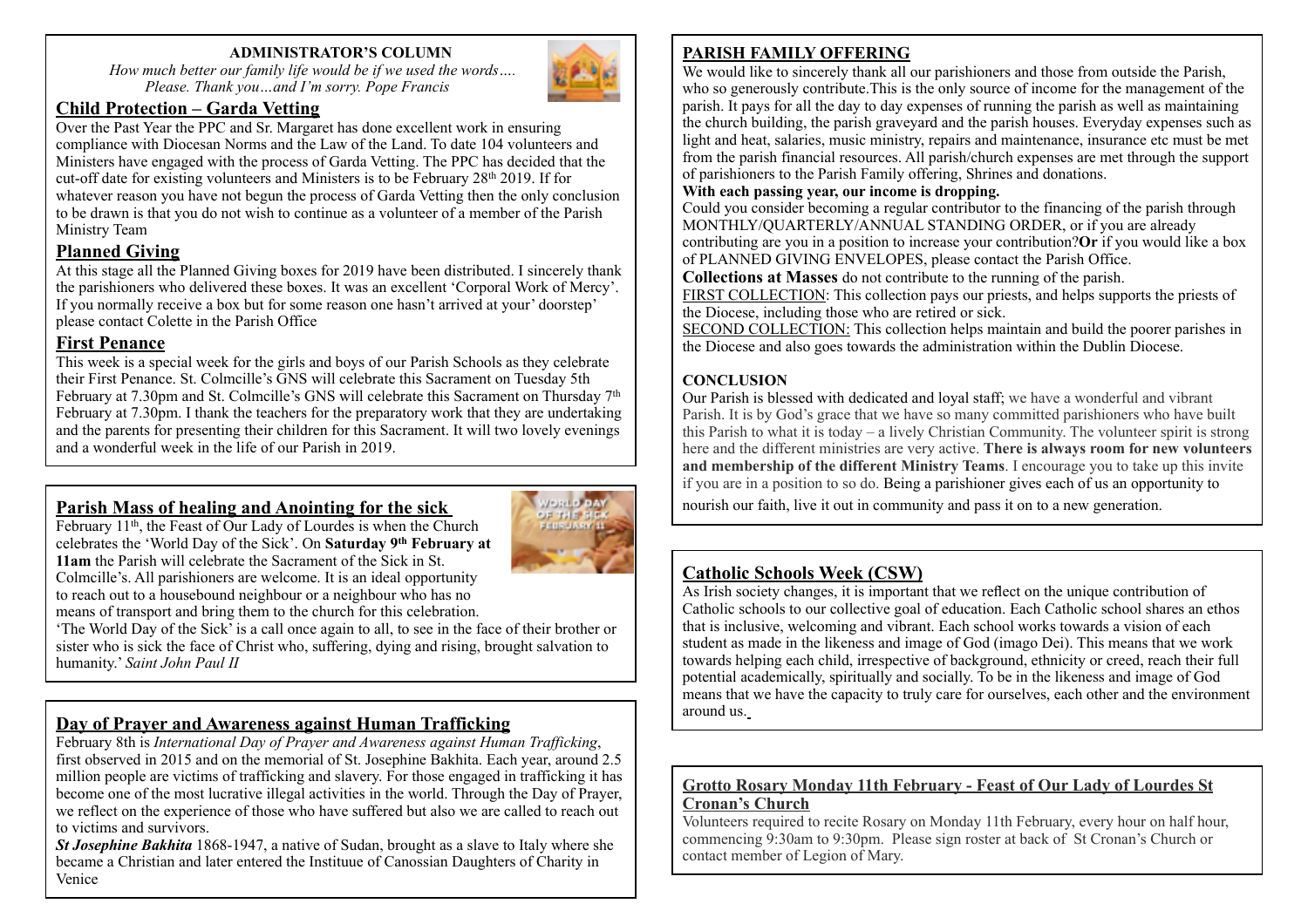### ADMINISTRATOR'S COLUMN

*How much better our family life would be if we used the words…. Please. Thank you…and I'm sorry. Pope Francis*

## Child Protection – Garda Vetting

Over the Past Year the PPC and Sr. Margaret has done excellent work in ensuring compliance with Diocesan Norms and the Law of the Land. To date 104 volunteers and Ministers have engaged with the process of Garda Vetting. The PPC has decided that the cut-off date for existing volunteers and Ministers is to be February 28th 2019. If for whatever reason you have not begun the process of Garda Vetting then the only conclusion to be drawn is that you do not wish to continue as a volunteer of a member of the Parish Ministry Team

## Planned Giving

At this stage all the Planned Giving boxes for 2019 have been distributed. I sincerely thank the parishioners who delivered these boxes. It was an excellent 'Corporal Work of Mercy'. If you normally receive a box but for some reason one hasn't arrived at your' doorstep' please contact Colette in the Parish Office

## First Penance

This week is a special week for the girls and boys of our Parish Schools as they celebrate their First Penance. St. Colmcille's GNS will celebrate this Sacrament on Tuesday 5th February at 7.30pm and St. Colmcille's GNS will celebrate this Sacrament on Thursday 7th February at 7.30pm. I thank the teachers for the preparatory work that they are undertaking and the parents for presenting their children for this Sacrament. It will two lovely evenings and a wonderful week in the life of our Parish in 2019.

## Parish Mass of healing and Anointing for the sick

February 11th, the Feast of Our Lady of Lourdes is when the Church celebrates the 'World Day of the Sick'. On **Saturday 9th February at 11am** the Parish will celebrate the Sacrament of the Sick in St. Colmcille's. All parishioners are welcome. It is an ideal opportunity to reach out to a housebound neighbour or a neighbour who has no means of transport and bring them to the church for this celebration.

'The World Day of the Sick' is a call once again to all, to see in the face of their brother or sister who is sick the face of Christ who, suffering, dying and rising, brought salvation to humanity.' *Saint John Paul II*

## Day of Prayer and Awareness against Human Trafficking

February 8th is *International Day of Prayer and Awareness against Human Trafficking*, first observed in 2015 and on the memorial of St. Josephine Bakhita. Each year, around 2.5 million people are victims of trafficking and slavery. For those engaged in trafficking it has become one of the most lucrative illegal activities in the world. Through the Day of Prayer, we reflect on the experience of those who have suffered but also we are called to reach out to victims and survivors.

***St Josephine Bakhita*** 1868-1947, a native of Sudan, brought as a slave to Italy where she became a Christian and later entered the Instituue of Canossian Daughters of Charity in Venice

## PARISH FAMILY OFFERING

We would like to sincerely thank all our parishioners and those from outside the Parish, who so generously contribute.This is the only source of income for the management of the parish. It pays for all the day to day expenses of running the parish as well as maintaining the church building, the parish graveyard and the parish houses. Everyday expenses such as light and heat, salaries, music ministry, repairs and maintenance, insurance etc must be met from the parish financial resources. All parish/church expenses are met through the support of parishioners to the Parish Family offering, Shrines and donations.

**With each passing year, our income is dropping.**

Could you consider becoming a regular contributor to the financing of the parish through MONTHLY/QUARTERLY/ANNUAL STANDING ORDER, or if you are already contributing are you in a position to increase your contribution?**Or** if you would like a box of PLANNED GIVING ENVELOPES, please contact the Parish Office.

**Collections at Masses** do not contribute to the running of the parish.

FIRST COLLECTION: This collection pays our priests, and helps supports the priests of the Diocese, including those who are retired or sick.

SECOND COLLECTION: This collection helps maintain and build the poorer parishes in the Diocese and also goes towards the administration within the Dublin Diocese.

**CONCLUSION**

Our Parish is blessed with dedicated and loyal staff; we have a wonderful and vibrant Parish. It is by God's grace that we have so many committed parishioners who have built this Parish to what it is today – a lively Christian Community. The volunteer spirit is strong here and the different ministries are very active. **There is always room for new volunteers and membership of the different Ministry Teams**. I encourage you to take up this invite if you are in a position to so do. Being a parishioner gives each of us an opportunity to nourish our faith, live it out in community and pass it on to a new generation.

## Catholic Schools Week (CSW)

As Irish society changes, it is important that we reflect on the unique contribution of Catholic schools to our collective goal of education. Each Catholic school shares an ethos that is inclusive, welcoming and vibrant. Each school works towards a vision of each student as made in the likeness and image of God (imago Dei). This means that we work towards helping each child, irrespective of background, ethnicity or creed, reach their full potential academically, spiritually and socially. To be in the likeness and image of God means that we have the capacity to truly care for ourselves, each other and the environment around us.

## Grotto Rosary Monday 11th February - Feast of Our Lady of Lourdes St Cronan's Church

Volunteers required to recite Rosary on Monday 11th February, every hour on half hour, commencing 9:30am to 9:30pm. Please sign roster at back of St Cronan's Church or contact member of Legion of Mary.